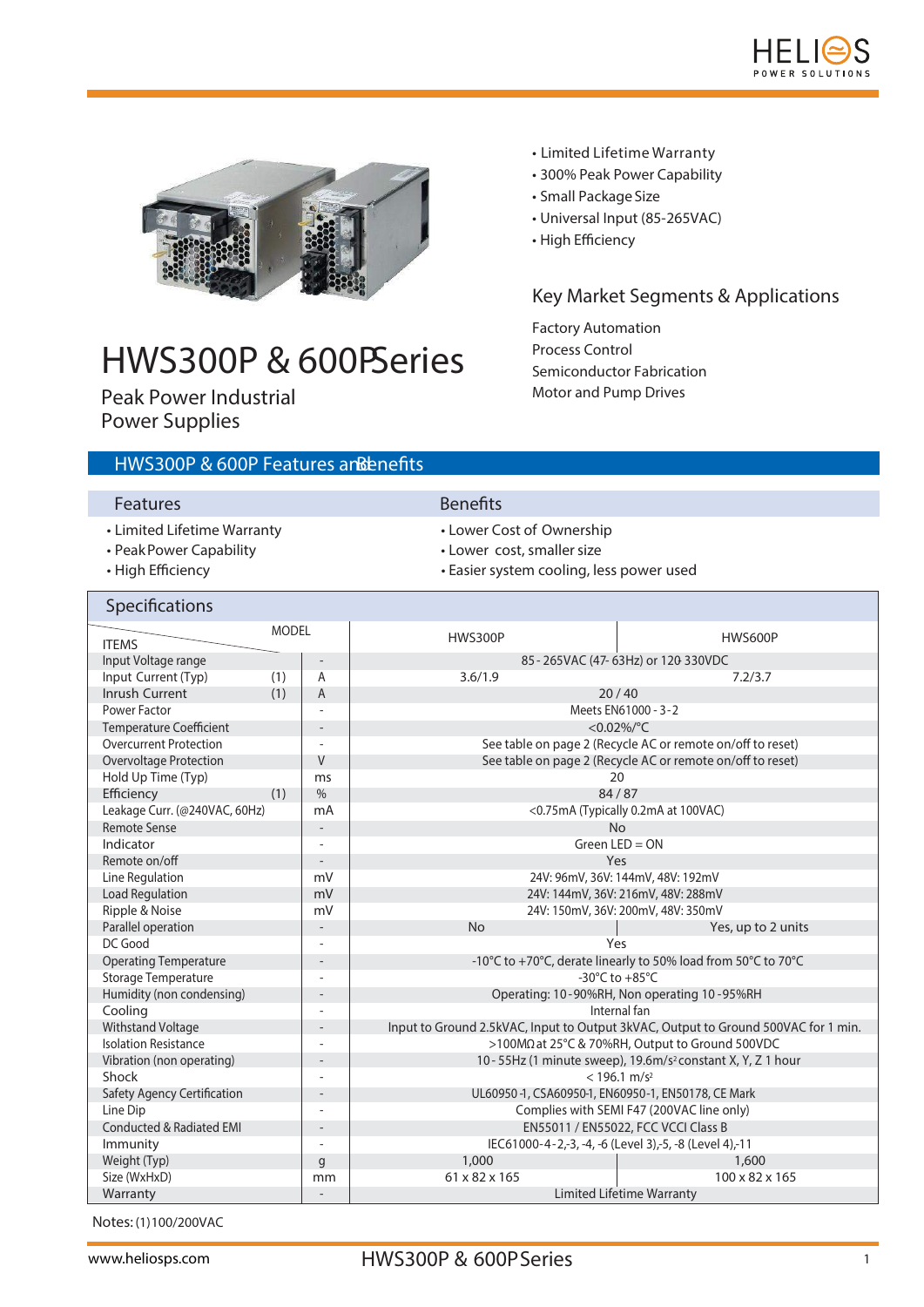- Limited Lifetime Warranty
- 300% Peak Power Capability
- Small Package Size
- Universal Input (85-265VAC)
- High Efficiency

# HWS300P & 600P Series

Peak Power Industrial Power Supplies

## Key Market Segments & Applications

Factory Automation
Process Control
Semiconductor Fabrication
Motor and Pump Drives

## HWS300P & 600P Features and Benefits

| Features | Benefits |
|---|---|
| • Limited Lifetime Warranty | • Lower Cost of Ownership |
| • Peak Power Capability | • Lower cost, smaller size |
| • High Efficiency | • Easier system cooling, less power used |

## Specifications

| ITEMS / MODEL | | | HWS300P | HWS600P |
|---|---|---|---|---|
| Input Voltage range | | - | 85 - 265VAC (47- 63Hz) or 120-330VDC | |
| Input Current (Typ) | (1) | A | 3.6/1.9 | 7.2/3.7 |
| Inrush Current | (1) | A | 20 / 40 | |
| Power Factor | | - | Meets EN61000 - 3-2 | |
| Temperature Coefficient | | - | <0.02%/°C | |
| Overcurrent Protection | | - | See table on page 2 (Recycle AC or remote on/off to reset) | |
| Overvoltage Protection | | V | See table on page 2 (Recycle AC or remote on/off to reset) | |
| Hold Up Time (Typ) | | ms | 20 | |
| Efficiency | (1) | % | 84 / 87 | |
| Leakage Curr. (@240VAC, 60Hz) | | mA | <0.75mA (Typically 0.2mA at 100VAC) | |
| Remote Sense | | - | No | |
| Indicator | | - | Green LED = ON | |
| Remote on/off | | - | Yes | |
| Line Regulation | | mV | 24V: 96mV, 36V: 144mV, 48V: 192mV | |
| Load Regulation | | mV | 24V: 144mV, 36V: 216mV, 48V: 288mV | |
| Ripple & Noise | | mV | 24V: 150mV, 36V: 200mV, 48V: 350mV | |
| Parallel operation | | - | No | Yes, up to 2 units |
| DC Good | | - | Yes | |
| Operating Temperature | | - | -10°C to +70°C, derate linearly to 50% load from 50°C to 70°C | |
| Storage Temperature | | - | -30°C to +85°C | |
| Humidity (non condensing) | | - | Operating: 10 -90%RH, Non operating 10 -95%RH | |
| Cooling | | - | Internal fan | |
| Withstand Voltage | | - | Input to Ground 2.5kVAC, Input to Output 3kVAC, Output to Ground 500VAC for 1 min. | |
| Isolation Resistance | | - | >100MΩ at 25°C & 70%RH, Output to Ground 500VDC | |
| Vibration (non operating) | | - | 10 - 55Hz (1 minute sweep), 19.6m/s² constant X, Y, Z 1 hour | |
| Shock | | - | < 196.1 m/s² | |
| Safety Agency Certification | | - | UL60950-1, CSA60950-1, EN60950-1, EN50178, CE Mark | |
| Line Dip | | - | Complies with SEMI F47 (200VAC line only) | |
| Conducted & Radiated EMI | | - | EN55011 / EN55022, FCC VCCI Class B | |
| Immunity | | - | IEC61000-4-2,-3, -4, -6 (Level 3),-5, -8 (Level 4),-11 | |
| Weight (Typ) | | g | 1,000 | 1,600 |
| Size (WxHxD) | | mm | 61 x 82 x 165 | 100 x 82 x 165 |
| Warranty | | - | Limited Lifetime Warranty | |

Notes: (1)100/200VAC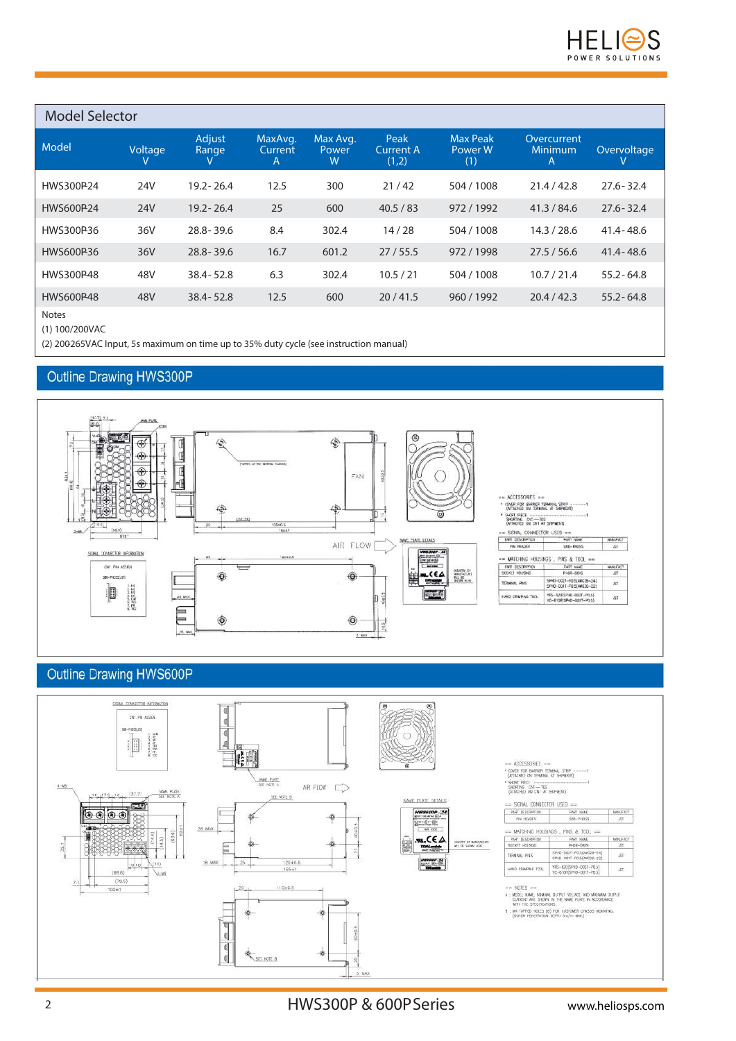## Model Selector

| Model | Voltage V | Adjust Range V | MaxAvg. Current A | Max Avg. Power W | Peak Current A (1,2) | Max Peak Power W (1) | Overcurrent Minimum A | Overvoltage V |
|---|---|---|---|---|---|---|---|---|
| HWS300P-24 | 24V | 19.2- 26.4 | 12.5 | 300 | 21 / 42 | 504 / 1008 | 21.4 / 42.8 | 27.6- 32.4 |
| HWS600P-24 | 24V | 19.2- 26.4 | 25 | 600 | 40.5 / 83 | 972 / 1992 | 41.3 / 84.6 | 27.6- 32.4 |
| HWS300P-36 | 36V | 28.8- 39.6 | 8.4 | 302.4 | 14 / 28 | 504 / 1008 | 14.3 / 28.6 | 41.4- 48.6 |
| HWS600P-36 | 36V | 28.8- 39.6 | 16.7 | 601.2 | 27 / 55.5 | 972 / 1998 | 27.5 / 56.6 | 41.4- 48.6 |
| HWS300P-48 | 48V | 38.4- 52.8 | 6.3 | 302.4 | 10.5 / 21 | 504 / 1008 | 10.7 / 21.4 | 55.2- 64.8 |
| HWS600P-48 | 48V | 38.4- 52.8 | 12.5 | 600 | 20 / 41.5 | 960 / 1992 | 20.4 / 42.3 | 55.2- 64.8 |

Notes

(1) 100/200VAC

(2) 200265VAC Input, 5s maximum on time up to 35% duty cycle (see instruction manual)

## Outline Drawing HWS300P

## Outline Drawing HWS600P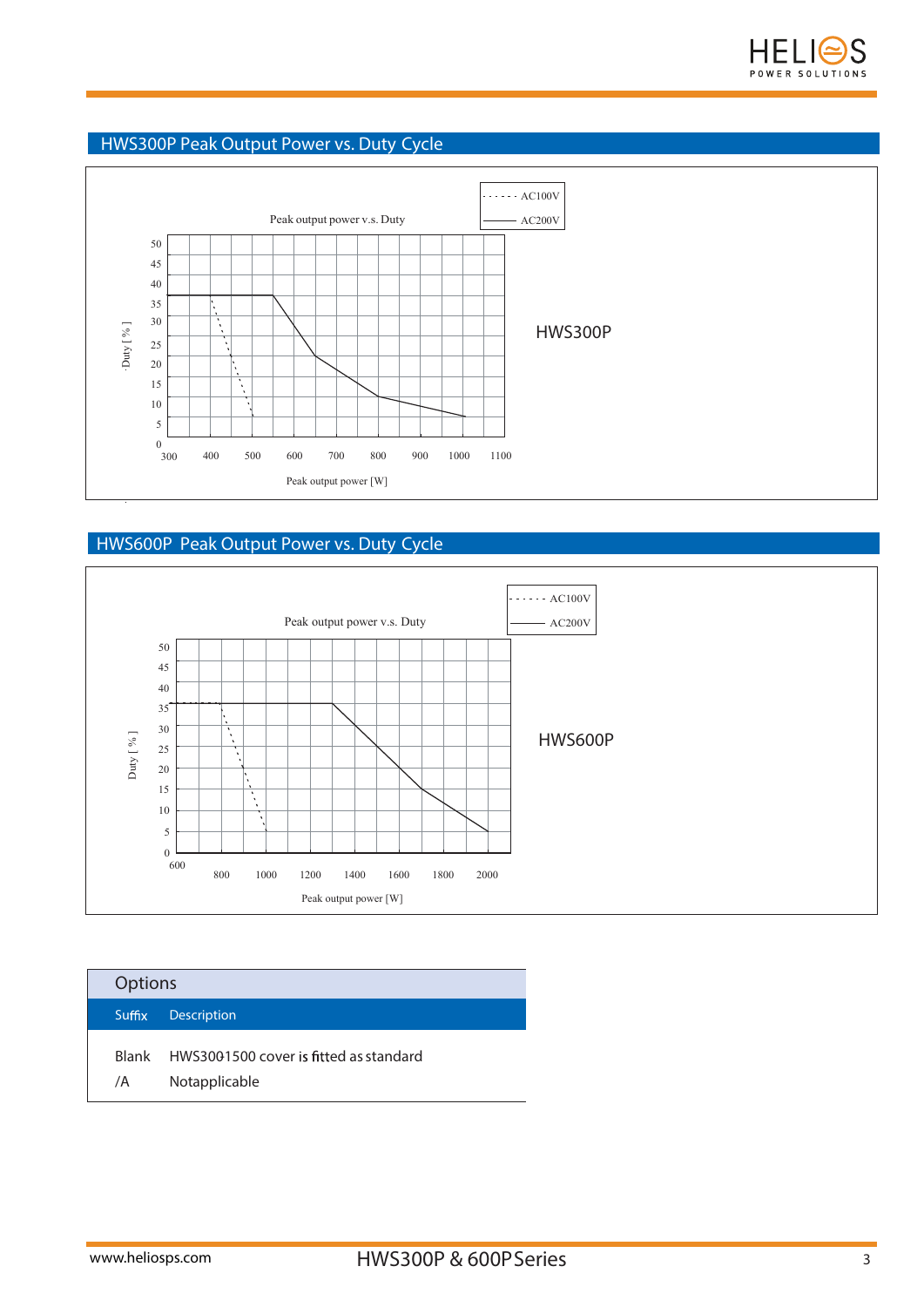## HWS300P Peak Output Power vs. Duty Cycle

Peak output power v.s. Duty

AC100V
AC200V

Duty [ % ]

50
45
40
35
30
25
20
15
10
5
0

300 400 500 600 700 800 900 1000 1100

Peak output power [W]

HWS300P

## HWS600P Peak Output Power vs. Duty Cycle

Peak output power v.s. Duty

AC100V
AC200V

Duty [ % ]

50
45
40
35
30
25
20
15
10
5
0

600 800 1000 1200 1400 1600 1800 2000

Peak output power [W]

HWS600P

## Options

| Suffix | Description |
|---|---|
| Blank | HWS3001500 cover is fitted as standard |
| /A | Notapplicable |